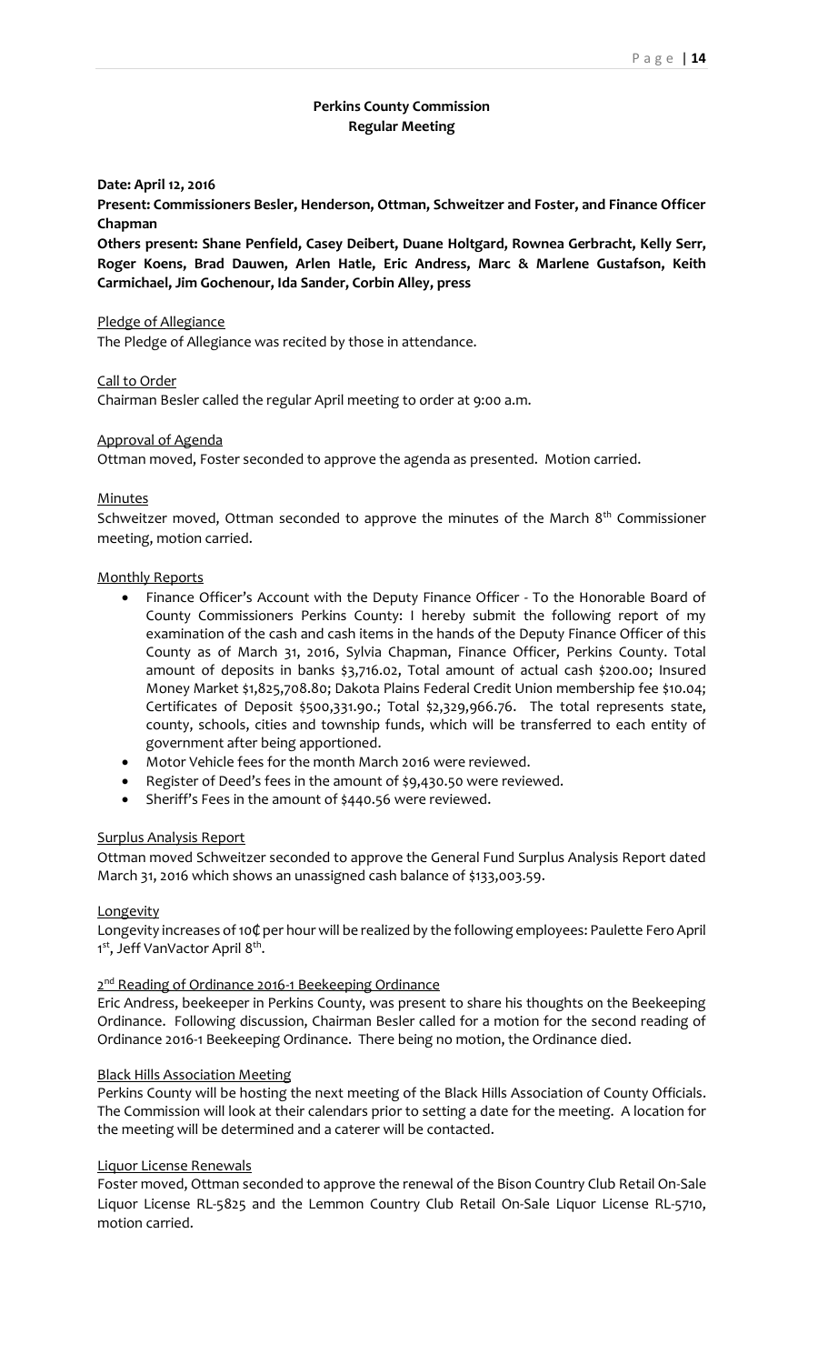# Perkins County Commission
## Regular Meeting

**Date: April 12, 2016**

**Present: Commissioners Besler, Henderson, Ottman, Schweitzer and Foster, and Finance Officer Chapman**

**Others present: Shane Penfield, Casey Deibert, Duane Holtgard, Rownea Gerbracht, Kelly Serr, Roger Koens, Brad Dauwen, Arlen Hatle, Eric Andress, Marc & Marlene Gustafson, Keith Carmichael, Jim Gochenour, Ida Sander, Corbin Alley, press**

Pledge of Allegiance

The Pledge of Allegiance was recited by those in attendance.

Call to Order

Chairman Besler called the regular April meeting to order at 9:00 a.m.

Approval of Agenda

Ottman moved, Foster seconded to approve the agenda as presented. Motion carried.

Minutes

Schweitzer moved, Ottman seconded to approve the minutes of the March 8th Commissioner meeting, motion carried.

Monthly Reports

- Finance Officer's Account with the Deputy Finance Officer - To the Honorable Board of County Commissioners Perkins County: I hereby submit the following report of my examination of the cash and cash items in the hands of the Deputy Finance Officer of this County as of March 31, 2016, Sylvia Chapman, Finance Officer, Perkins County. Total amount of deposits in banks $3,716.02, Total amount of actual cash $200.00; Insured Money Market $1,825,708.80; Dakota Plains Federal Credit Union membership fee $10.04; Certificates of Deposit $500,331.90.; Total $2,329,966.76. The total represents state, county, schools, cities and township funds, which will be transferred to each entity of government after being apportioned.
- Motor Vehicle fees for the month March 2016 were reviewed.
- Register of Deed's fees in the amount of $9,430.50 were reviewed.
- Sheriff's Fees in the amount of $440.56 were reviewed.

Surplus Analysis Report

Ottman moved Schweitzer seconded to approve the General Fund Surplus Analysis Report dated March 31, 2016 which shows an unassigned cash balance of $133,003.59.

Longevity

Longevity increases of 10¢ per hour will be realized by the following employees: Paulette Fero April 1st, Jeff VanVactor April 8th.

2nd Reading of Ordinance 2016-1 Beekeeping Ordinance

Eric Andress, beekeeper in Perkins County, was present to share his thoughts on the Beekeeping Ordinance. Following discussion, Chairman Besler called for a motion for the second reading of Ordinance 2016-1 Beekeeping Ordinance. There being no motion, the Ordinance died.

Black Hills Association Meeting

Perkins County will be hosting the next meeting of the Black Hills Association of County Officials. The Commission will look at their calendars prior to setting a date for the meeting. A location for the meeting will be determined and a caterer will be contacted.

Liquor License Renewals

Foster moved, Ottman seconded to approve the renewal of the Bison Country Club Retail On-Sale Liquor License RL-5825 and the Lemmon Country Club Retail On-Sale Liquor License RL-5710, motion carried.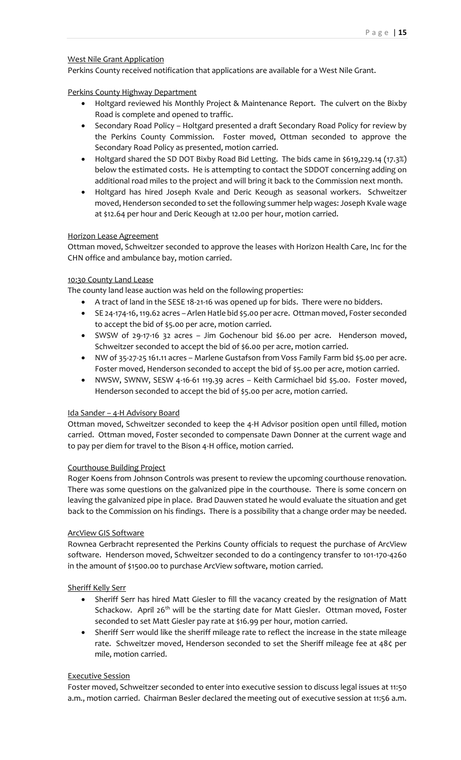West Nile Grant Application

Perkins County received notification that applications are available for a West Nile Grant.

Perkins County Highway Department

- Holtgard reviewed his Monthly Project & Maintenance Report. The culvert on the Bixby Road is complete and opened to traffic.
- Secondary Road Policy – Holtgard presented a draft Secondary Road Policy for review by the Perkins County Commission. Foster moved, Ottman seconded to approve the Secondary Road Policy as presented, motion carried.
- Holtgard shared the SD DOT Bixby Road Bid Letting. The bids came in $619,229.14 (17.3%) below the estimated costs. He is attempting to contact the SDDOT concerning adding on additional road miles to the project and will bring it back to the Commission next month.
- Holtgard has hired Joseph Kvale and Deric Keough as seasonal workers. Schweitzer moved, Henderson seconded to set the following summer help wages: Joseph Kvale wage at $12.64 per hour and Deric Keough at 12.00 per hour, motion carried.

Horizon Lease Agreement

Ottman moved, Schweitzer seconded to approve the leases with Horizon Health Care, Inc for the CHN office and ambulance bay, motion carried.

10:30 County Land Lease

The county land lease auction was held on the following properties:

- A tract of land in the SESE 18-21-16 was opened up for bids. There were no bidders.
- SE 24-174-16, 119.62 acres – Arlen Hatle bid $5.00 per acre. Ottman moved, Foster seconded to accept the bid of $5.00 per acre, motion carried.
- SWSW of 29-17-16 32 acres – Jim Gochenour bid $6.00 per acre. Henderson moved, Schweitzer seconded to accept the bid of $6.00 per acre, motion carried.
- NW of 35-27-25 161.11 acres – Marlene Gustafson from Voss Family Farm bid $5.00 per acre. Foster moved, Henderson seconded to accept the bid of $5.00 per acre, motion carried.
- NWSW, SWNW, SESW 4-16-61 119.39 acres – Keith Carmichael bid $5.00. Foster moved, Henderson seconded to accept the bid of $5.00 per acre, motion carried.

Ida Sander – 4-H Advisory Board

Ottman moved, Schweitzer seconded to keep the 4-H Advisor position open until filled, motion carried. Ottman moved, Foster seconded to compensate Dawn Donner at the current wage and to pay per diem for travel to the Bison 4-H office, motion carried.

Courthouse Building Project

Roger Koens from Johnson Controls was present to review the upcoming courthouse renovation. There was some questions on the galvanized pipe in the courthouse. There is some concern on leaving the galvanized pipe in place. Brad Dauwen stated he would evaluate the situation and get back to the Commission on his findings. There is a possibility that a change order may be needed.

ArcView GIS Software

Rownea Gerbracht represented the Perkins County officials to request the purchase of ArcView software. Henderson moved, Schweitzer seconded to do a contingency transfer to 101-170-4260 in the amount of $1500.00 to purchase ArcView software, motion carried.

Sheriff Kelly Serr

- Sheriff Serr has hired Matt Giesler to fill the vacancy created by the resignation of Matt Schackow. April 26th will be the starting date for Matt Giesler. Ottman moved, Foster seconded to set Matt Giesler pay rate at $16.99 per hour, motion carried.
- Sheriff Serr would like the sheriff mileage rate to reflect the increase in the state mileage rate. Schweitzer moved, Henderson seconded to set the Sheriff mileage fee at 48¢ per mile, motion carried.

Executive Session

Foster moved, Schweitzer seconded to enter into executive session to discuss legal issues at 11:50 a.m., motion carried. Chairman Besler declared the meeting out of executive session at 11:56 a.m.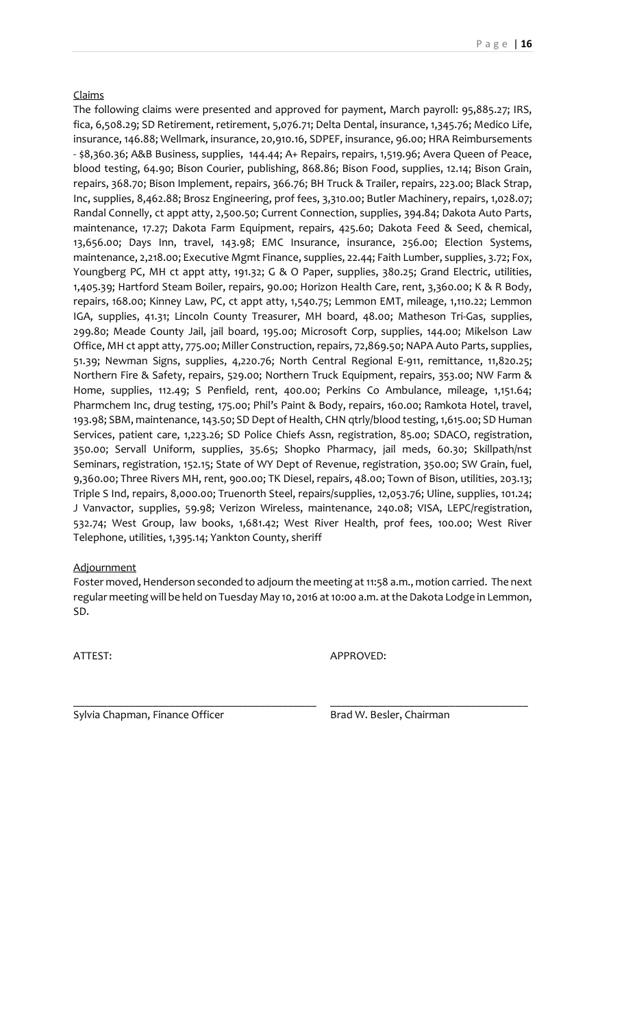Claims

The following claims were presented and approved for payment, March payroll: 95,885.27; IRS, fica, 6,508.29; SD Retirement, retirement, 5,076.71; Delta Dental, insurance, 1,345.76; Medico Life, insurance, 146.88; Wellmark, insurance, 20,910.16, SDPEF, insurance, 96.00; HRA Reimbursements - $8,360.36; A&B Business, supplies, 144.44; A+ Repairs, repairs, 1,519.96; Avera Queen of Peace, blood testing, 64.90; Bison Courier, publishing, 868.86; Bison Food, supplies, 12.14; Bison Grain, repairs, 368.70; Bison Implement, repairs, 366.76; BH Truck & Trailer, repairs, 223.00; Black Strap, Inc, supplies, 8,462.88; Brosz Engineering, prof fees, 3,310.00; Butler Machinery, repairs, 1,028.07; Randal Connelly, ct appt atty, 2,500.50; Current Connection, supplies, 394.84; Dakota Auto Parts, maintenance, 17.27; Dakota Farm Equipment, repairs, 425.60; Dakota Feed & Seed, chemical, 13,656.00; Days Inn, travel, 143.98; EMC Insurance, insurance, 256.00; Election Systems, maintenance, 2,218.00; Executive Mgmt Finance, supplies, 22.44; Faith Lumber, supplies, 3.72; Fox, Youngberg PC, MH ct appt atty, 191.32; G & O Paper, supplies, 380.25; Grand Electric, utilities, 1,405.39; Hartford Steam Boiler, repairs, 90.00; Horizon Health Care, rent, 3,360.00; K & R Body, repairs, 168.00; Kinney Law, PC, ct appt atty, 1,540.75; Lemmon EMT, mileage, 1,110.22; Lemmon IGA, supplies, 41.31; Lincoln County Treasurer, MH board, 48.00; Matheson Tri-Gas, supplies, 299.80; Meade County Jail, jail board, 195.00; Microsoft Corp, supplies, 144.00; Mikelson Law Office, MH ct appt atty, 775.00; Miller Construction, repairs, 72,869.50; NAPA Auto Parts, supplies, 51.39; Newman Signs, supplies, 4,220.76; North Central Regional E-911, remittance, 11,820.25; Northern Fire & Safety, repairs, 529.00; Northern Truck Equipment, repairs, 353.00; NW Farm & Home, supplies, 112.49; S Penfield, rent, 400.00; Perkins Co Ambulance, mileage, 1,151.64; Pharmchem Inc, drug testing, 175.00; Phil's Paint & Body, repairs, 160.00; Ramkota Hotel, travel, 193.98; SBM, maintenance, 143.50; SD Dept of Health, CHN qtrly/blood testing, 1,615.00; SD Human Services, patient care, 1,223.26; SD Police Chiefs Assn, registration, 85.00; SDACO, registration, 350.00; Servall Uniform, supplies, 35.65; Shopko Pharmacy, jail meds, 60.30; Skillpath/nst Seminars, registration, 152.15; State of WY Dept of Revenue, registration, 350.00; SW Grain, fuel, 9,360.00; Three Rivers MH, rent, 900.00; TK Diesel, repairs, 48.00; Town of Bison, utilities, 203.13; Triple S Ind, repairs, 8,000.00; Truenorth Steel, repairs/supplies, 12,053.76; Uline, supplies, 101.24; J Vanvactor, supplies, 59.98; Verizon Wireless, maintenance, 240.08; VISA, LEPC/registration, 532.74; West Group, law books, 1,681.42; West River Health, prof fees, 100.00; West River Telephone, utilities, 1,395.14; Yankton County, sheriff

Adjournment

Foster moved, Henderson seconded to adjourn the meeting at 11:58 a.m., motion carried. The next regular meeting will be held on Tuesday May 10, 2016 at 10:00 a.m. at the Dakota Lodge in Lemmon, SD.

ATTEST: APPROVED:

_____________________________________ _____________________________________

Sylvia Chapman, Finance Officer Brad W. Besler, Chairman